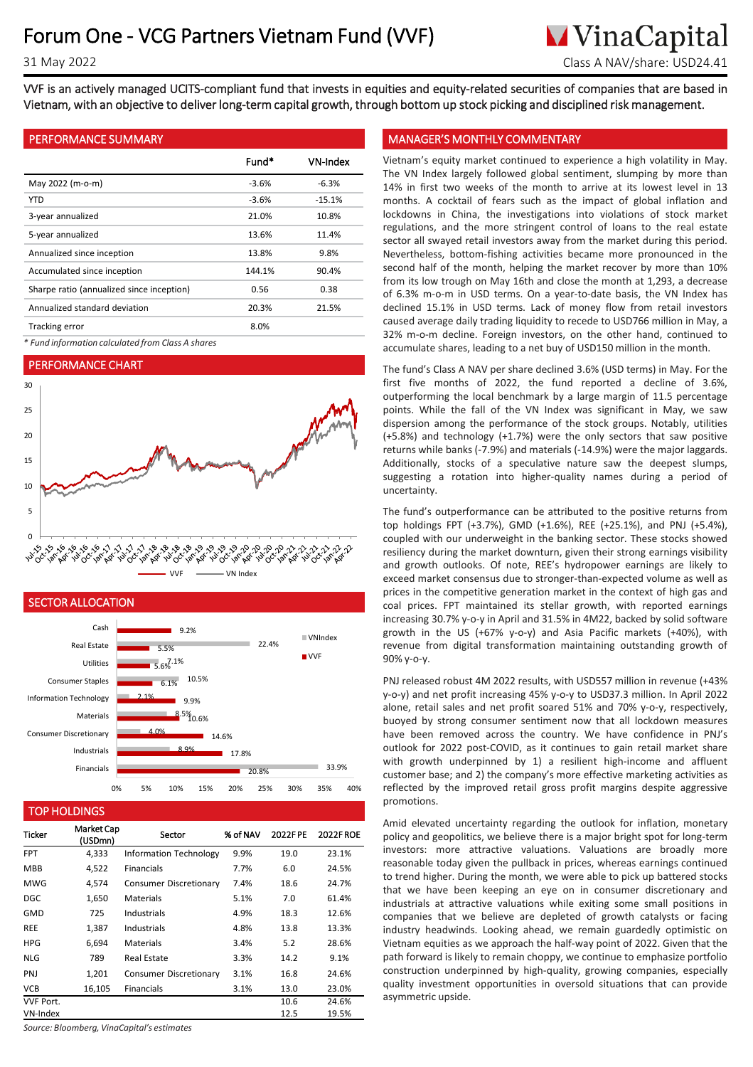# Forum One - VCG Partners Vietnam Fund (VVF)

31 May 2022

VinaCapital

Class A NAV/share: USD24.41

VVF is an actively managed UCITS-compliant fund that invests in equities and equity-related securities of companies that are based in Vietnam, with an objective to deliver long-term capital growth, through bottom up stock picking and disciplined risk management.

## PERFORMANCE SUMMARY

| | Fund* | VN-Index |
|---|---|---|
| May 2022 (m-o-m) | -3.6% | -6.3% |
| YTD | -3.6% | -15.1% |
| 3-year annualized | 21.0% | 10.8% |
| 5-year annualized | 13.6% | 11.4% |
| Annualized since inception | 13.8% | 9.8% |
| Accumulated since inception | 144.1% | 90.4% |
| Sharpe ratio (annualized since inception) | 0.56 | 0.38 |
| Annualized standard deviation | 20.3% | 21.5% |
| Tracking error | 8.0% | |

*\* Fund information calculated from Class A shares*

## PERFORMANCE CHART

## SECTOR ALLOCATION

| Sector | VNIndex | VVF |
|---|---|---|
| Cash | | 9.2% |
| Real Estate | 22.4% | 5.5% |
| Utilities | 7.1% | 5.6% |
| Consumer Staples | 10.5% | 6.1% |
| Information Technology | 2.1% | 9.9% |
| Materials | 8.5% | 10.6% |
| Consumer Discretionary | 4.0% | 14.6% |
| Industrials | 8.9% | 17.8% |
| Financials | 33.9% | 20.8% |

## TOP HOLDINGS

| Ticker | Market Cap (USDmn) | Sector | % of NAV | 2022F PE | 2022F ROE |
|---|---|---|---|---|---|
| FPT | 4,333 | Information Technology | 9.9% | 19.0 | 23.1% |
| MBB | 4,522 | Financials | 7.7% | 6.0 | 24.5% |
| MWG | 4,574 | Consumer Discretionary | 7.4% | 18.6 | 24.7% |
| DGC | 1,650 | Materials | 5.1% | 7.0 | 61.4% |
| GMD | 725 | Industrials | 4.9% | 18.3 | 12.6% |
| REE | 1,387 | Industrials | 4.8% | 13.8 | 13.3% |
| HPG | 6,694 | Materials | 3.4% | 5.2 | 28.6% |
| NLG | 789 | Real Estate | 3.3% | 14.2 | 9.1% |
| PNJ | 1,201 | Consumer Discretionary | 3.1% | 16.8 | 24.6% |
| VCB | 16,105 | Financials | 3.1% | 13.0 | 23.0% |
| VVF Port. | | | | 10.6 | 24.6% |
| VN-Index | | | | 12.5 | 19.5% |

*Source: Bloomberg, VinaCapital's estimates*

## MANAGER'S MONTHLY COMMENTARY

Vietnam's equity market continued to experience a high volatility in May. The VN Index largely followed global sentiment, slumping by more than 14% in first two weeks of the month to arrive at its lowest level in 13 months. A cocktail of fears such as the impact of global inflation and lockdowns in China, the investigations into violations of stock market regulations, and the more stringent control of loans to the real estate sector all swayed retail investors away from the market during this period. Nevertheless, bottom-fishing activities became more pronounced in the second half of the month, helping the market recover by more than 10% from its low trough on May 16th and close the month at 1,293, a decrease of 6.3% m-o-m in USD terms. On a year-to-date basis, the VN Index has declined 15.1% in USD terms. Lack of money flow from retail investors caused average daily trading liquidity to recede to USD766 million in May, a 32% m-o-m decline. Foreign investors, on the other hand, continued to accumulate shares, leading to a net buy of USD150 million in the month.

The fund's Class A NAV per share declined 3.6% (USD terms) in May. For the first five months of 2022, the fund reported a decline of 3.6%, outperforming the local benchmark by a large margin of 11.5 percentage points. While the fall of the VN Index was significant in May, we saw dispersion among the performance of the stock groups. Notably, utilities (+5.8%) and technology (+1.7%) were the only sectors that saw positive returns while banks (-7.9%) and materials (-14.9%) were the major laggards. Additionally, stocks of a speculative nature saw the deepest slumps, suggesting a rotation into higher-quality names during a period of uncertainty.

The fund's outperformance can be attributed to the positive returns from top holdings FPT (+3.7%), GMD (+1.6%), REE (+25.1%), and PNJ (+5.4%), coupled with our underweight in the banking sector. These stocks showed resiliency during the market downturn, given their strong earnings visibility and growth outlooks. Of note, REE's hydropower earnings are likely to exceed market consensus due to stronger-than-expected volume as well as prices in the competitive generation market in the context of high gas and coal prices. FPT maintained its stellar growth, with reported earnings increasing 30.7% y-o-y in April and 31.5% in 4M22, backed by solid software growth in the US (+67% y-o-y) and Asia Pacific markets (+40%), with revenue from digital transformation maintaining outstanding growth of 90% y-o-y.

PNJ released robust 4M 2022 results, with USD557 million in revenue (+43% y-o-y) and net profit increasing 45% y-o-y to USD37.3 million. In April 2022 alone, retail sales and net profit soared 51% and 70% y-o-y, respectively, buoyed by strong consumer sentiment now that all lockdown measures have been removed across the country. We have confidence in PNJ's outlook for 2022 post-COVID, as it continues to gain retail market share with growth underpinned by 1) a resilient high-income and affluent customer base; and 2) the company's more effective marketing activities as reflected by the improved retail gross profit margins despite aggressive promotions.

Amid elevated uncertainty regarding the outlook for inflation, monetary policy and geopolitics, we believe there is a major bright spot for long-term investors: more attractive valuations. Valuations are broadly more reasonable today given the pullback in prices, whereas earnings continued to trend higher. During the month, we were able to pick up battered stocks that we have been keeping an eye on in consumer discretionary and industrials at attractive valuations while exiting some small positions in companies that we believe are depleted of growth catalysts or facing industry headwinds. Looking ahead, we remain guardedly optimistic on Vietnam equities as we approach the half-way point of 2022. Given that the path forward is likely to remain choppy, we continue to emphasize portfolio construction underpinned by high-quality, growing companies, especially quality investment opportunities in oversold situations that can provide asymmetric upside.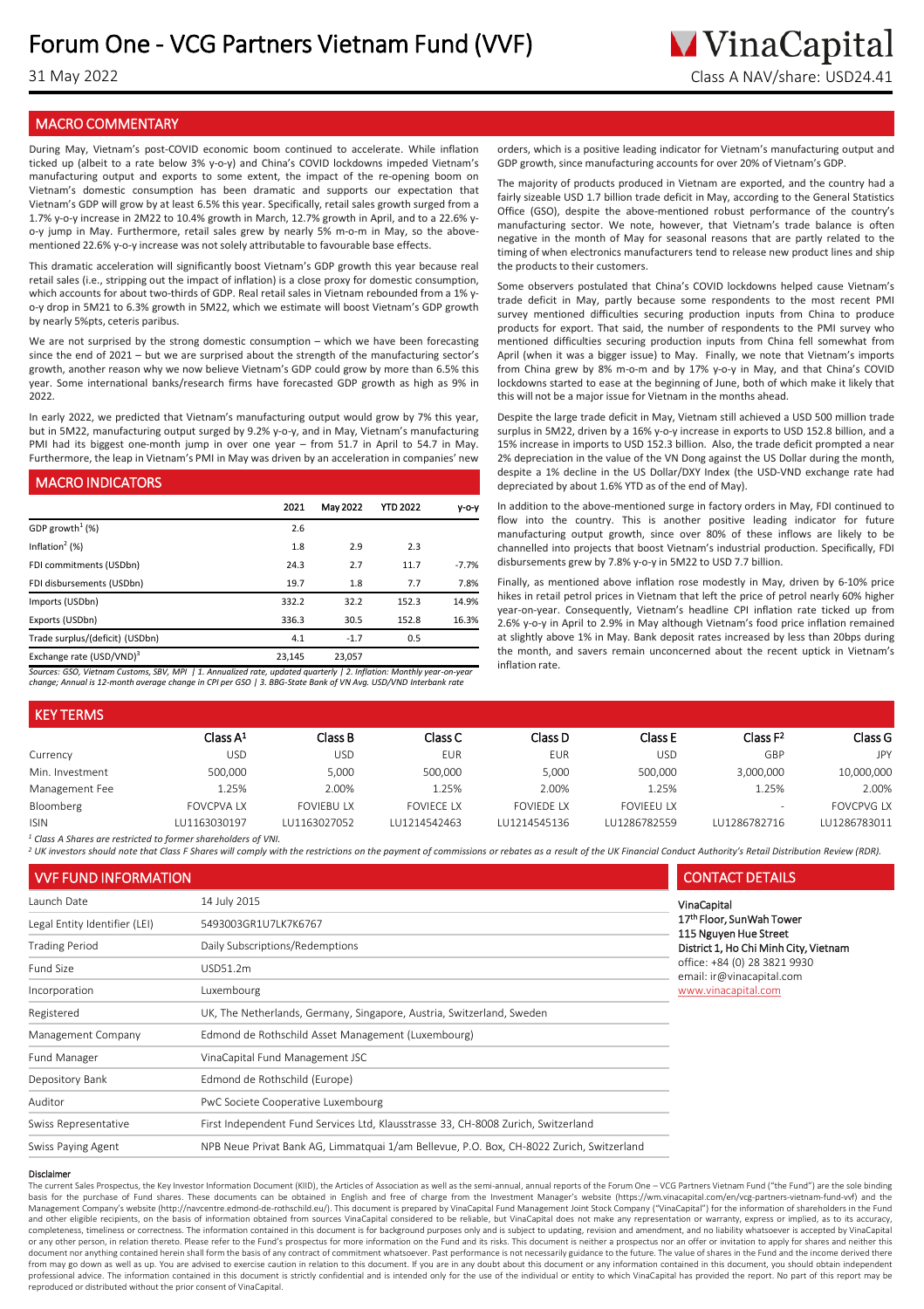# Forum One - VCG Partners Vietnam Fund (VVF)

31 May 2022

VinaCapital

Class A NAV/share: USD24.41

## MACRO COMMENTARY

During May, Vietnam's post-COVID economic boom continued to accelerate. While inflation ticked up (albeit to a rate below 3% y-o-y) and China's COVID lockdowns impeded Vietnam's manufacturing output and exports to some extent, the impact of the re-opening boom on Vietnam's domestic consumption has been dramatic and supports our expectation that Vietnam's GDP will grow by at least 6.5% this year. Specifically, retail sales growth surged from a 1.7% y-o-y increase in 2M22 to 10.4% growth in March, 12.7% growth in April, and to a 22.6% y-o-y jump in May. Furthermore, retail sales grew by nearly 5% m-o-m in May, so the above-mentioned 22.6% y-o-y increase was not solely attributable to favourable base effects.

This dramatic acceleration will significantly boost Vietnam's GDP growth this year because real retail sales (i.e., stripping out the impact of inflation) is a close proxy for domestic consumption, which accounts for about two-thirds of GDP. Real retail sales in Vietnam rebounded from a 1% y-o-y drop in 5M21 to 6.3% growth in 5M22, which we estimate will boost Vietnam's GDP growth by nearly 5%pts, ceteris paribus.

We are not surprised by the strong domestic consumption – which we have been forecasting since the end of 2021 – but we are surprised about the strength of the manufacturing sector's growth, another reason why we now believe Vietnam's GDP could grow by more than 6.5% this year. Some international banks/research firms have forecasted GDP growth as high as 9% in 2022.

In early 2022, we predicted that Vietnam's manufacturing output would grow by 7% this year, but in 5M22, manufacturing output surged by 9.2% y-o-y, and in May, Vietnam's manufacturing PMI had its biggest one-month jump in over one year – from 51.7 in April to 54.7 in May. Furthermore, the leap in Vietnam's PMI in May was driven by an acceleration in companies' new orders, which is a positive leading indicator for Vietnam's manufacturing output and GDP growth, since manufacturing accounts for over 20% of Vietnam's GDP.

The majority of products produced in Vietnam are exported, and the country had a fairly sizeable USD 1.7 billion trade deficit in May, according to the General Statistics Office (GSO), despite the above-mentioned robust performance of the country's manufacturing sector. We note, however, that Vietnam's trade balance is often negative in the month of May for seasonal reasons that are partly related to the timing of when electronics manufacturers tend to release new product lines and ship the products to their customers.

Some observers postulated that China's COVID lockdowns helped cause Vietnam's trade deficit in May, partly because some respondents to the most recent PMI survey mentioned difficulties securing production inputs from China to produce products for export. That said, the number of respondents to the PMI survey who mentioned difficulties securing production inputs from China fell somewhat from April (when it was a bigger issue) to May. Finally, we note that Vietnam's imports from China grew by 8% m-o-m and by 17% y-o-y in May, and that China's COVID lockdowns started to ease at the beginning of June, both of which make it likely that this will not be a major issue for Vietnam in the months ahead.

Despite the large trade deficit in May, Vietnam still achieved a USD 500 million trade surplus in 5M22, driven by a 16% y-o-y increase in exports to USD 152.8 billion, and a 15% increase in imports to USD 152.3 billion. Also, the trade deficit prompted a near 2% depreciation in the value of the VN Dong against the US Dollar during the month, despite a 1% decline in the US Dollar/DXY Index (the USD-VND exchange rate had depreciated by about 1.6% YTD as of the end of May).

In addition to the above-mentioned surge in factory orders in May, FDI continued to flow into the country. This is another positive leading indicator for future manufacturing output growth, since over 80% of these inflows are likely to be channelled into projects that boost Vietnam's industrial production. Specifically, FDI disbursements grew by 7.8% y-o-y in 5M22 to USD 7.7 billion.

Finally, as mentioned above inflation rose modestly in May, driven by 6-10% price hikes in retail petrol prices in Vietnam that left the price of petrol nearly 60% higher year-on-year. Consequently, Vietnam's headline CPI inflation rate ticked up from 2.6% y-o-y in April to 2.9% in May although Vietnam's food price inflation remained at slightly above 1% in May. Bank deposit rates increased by less than 20bps during the month, and savers remain unconcerned about the recent uptick in Vietnam's inflation rate.

## MACRO INDICATORS

| | 2021 | May 2022 | YTD 2022 | y-o-y |
|---|---|---|---|---|
| GDP growth[1] (%) | 2.6 | | | |
| Inflation[2] (%) | 1.8 | 2.9 | 2.3 | |
| FDI commitments (USDbn) | 24.3 | 2.7 | 11.7 | -7.7% |
| FDI disbursements (USDbn) | 19.7 | 1.8 | 7.7 | 7.8% |
| Imports (USDbn) | 332.2 | 32.2 | 152.3 | 14.9% |
| Exports (USDbn) | 336.3 | 30.5 | 152.8 | 16.3% |
| Trade surplus/(deficit) (USDbn) | 4.1 | -1.7 | 0.5 | |
| Exchange rate (USD/VND)[3] | 23,145 | 23,057 | | |

*Sources: GSO, Vietnam Customs, SBV, MPI | 1. Annualized rate, updated quarterly | 2. Inflation: Monthly year-on-year change; Annual is 12-month average change in CPI per GSO | 3. BBG-State Bank of VN Avg. USD/VND Interbank rate*

## KEY TERMS

| | Class A[1] | Class B | Class C | Class D | Class E | Class F[2] | Class G |
|---|---|---|---|---|---|---|---|
| Currency | USD | USD | EUR | EUR | USD | GBP | JPY |
| Min. Investment | 500,000 | 5,000 | 500,000 | 5,000 | 500,000 | 3,000,000 | 10,000,000 |
| Management Fee | 1.25% | 2.00% | 1.25% | 2.00% | 1.25% | 1.25% | 2.00% |
| Bloomberg | FOVCPVA LX | FOVIEBU LX | FOVIECE LX | FOVIEDE LX | FOVIEEU LX | - | FOVCPVG LX |
| ISIN | LU1163030197 | LU1163027052 | LU1214542463 | LU1214545136 | LU1286782559 | LU1286782716 | LU1286783011 |

*[1] Class A Shares are restricted to former shareholders of VNI.*

*[2] UK investors should note that Class F Shares will comply with the restrictions on the payment of commissions or rebates as a result of the UK Financial Conduct Authority's Retail Distribution Review (RDR).*

## VVF FUND INFORMATION

| | |
|---|---|
| Launch Date | 14 July 2015 |
| Legal Entity Identifier (LEI) | 5493003GR1U7LK7K6767 |
| Trading Period | Daily Subscriptions/Redemptions |
| Fund Size | USD51.2m |
| Incorporation | Luxembourg |
| Registered | UK, The Netherlands, Germany, Singapore, Austria, Switzerland, Sweden |
| Management Company | Edmond de Rothschild Asset Management (Luxembourg) |
| Fund Manager | VinaCapital Fund Management JSC |
| Depository Bank | Edmond de Rothschild (Europe) |
| Auditor | PwC Societe Cooperative Luxembourg |
| Swiss Representative | First Independent Fund Services Ltd, Klausstrasse 33, CH-8008 Zurich, Switzerland |
| Swiss Paying Agent | NPB Neue Privat Bank AG, Limmatquai 1/am Bellevue, P.O. Box, CH-8022 Zurich, Switzerland |

## CONTACT DETAILS

**VinaCapital**
**17th Floor, SunWah Tower**
**115 Nguyen Hue Street**
**District 1, Ho Chi Minh City, Vietnam**
office: +84 (0) 28 3821 9930
email: ir@vinacapital.com
www.vinacapital.com

**Disclaimer**

The current Sales Prospectus, the Key Investor Information Document (KIID), the Articles of Association as well as the semi-annual, annual reports of the Forum One – VCG Partners Vietnam Fund ("the Fund") are the sole binding basis for the purchase of Fund shares. These documents can be obtained in English and free of charge from the Investment Manager's website (https://wm.vinacapital.com/en/vcg-partners-vietnam-fund-vvf) and the Management Company's website (http://navcentre.edmond-de-rothschild.eu/). This document is prepared by VinaCapital Fund Management Joint Stock Company ("VinaCapital") for the information of shareholders in the Fund and other eligible recipients, on the basis of information obtained from sources VinaCapital considered to be reliable, but VinaCapital does not make any representation or warranty, express or implied, as to its accuracy, completeness, timeliness or correctness. The information contained in this document is for background purposes only and is subject to updating, revision and amendment, and no liability whatsoever is accepted by VinaCapital or any other person, in relation thereto. Please refer to the Fund's prospectus for more information on the Fund and its risks. This document is neither a prospectus nor an offer or invitation to apply for shares and neither this document nor anything contained herein shall form the basis of any contract of commitment whatsoever. Past performance is not necessarily guidance to the future. The value of shares in the Fund and the income derived there from may go down as well as up. You are advised to exercise caution in relation to this document. If you are in any doubt about this document or any information contained in this document, you should obtain independent professional advice. The information contained in this document is strictly confidential and is intended only for the use of the individual or entity to which VinaCapital has provided the report. No part of this report may be reproduced or distributed without the prior consent of VinaCapital.